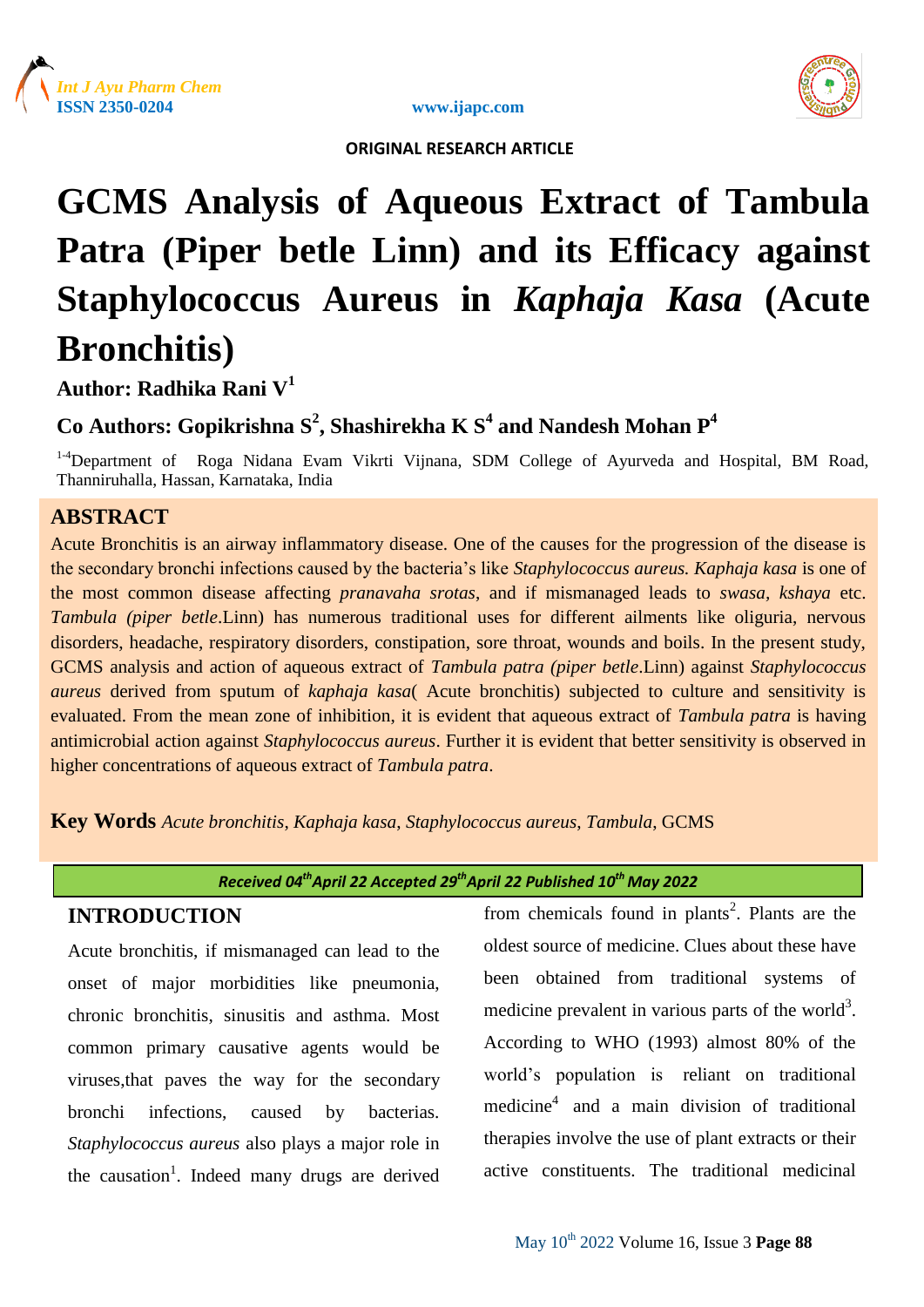ORIGINAL RESEARCH ARTICLE

# GCMS Analysis of Aqueous Extract of Tambula Patra (Piper betle Linn) and its Efficacy against Staphylococcus Aureus in *Kaphaja Kasa* (Acute Bronchitis)

**Author: Radhika Rani V[1]**

**Co Authors: Gopikrishna S[2], Shashirekha K S[4] and Nandesh Mohan P[4]**

[1-4]Department of Roga Nidana Evam Vikrti Vijnana, SDM College of Ayurveda and Hospital, BM Road, Thanniruhalla, Hassan, Karnataka, India

## ABSTRACT

Acute Bronchitis is an airway inflammatory disease. One of the causes for the progression of the disease is the secondary bronchi infections caused by the bacteria's like *Staphylococcus aureus. Kaphaja kasa* is one of the most common disease affecting *pranavaha srotas*, and if mismanaged leads to *swasa*, *kshaya* etc. *Tambula (piper betle*.Linn) has numerous traditional uses for different ailments like oliguria, nervous disorders, headache, respiratory disorders, constipation, sore throat, wounds and boils. In the present study, GCMS analysis and action of aqueous extract of *Tambula patra (piper betle*.Linn) against *Staphylococcus aureus* derived from sputum of *kaphaja kasa*( Acute bronchitis) subjected to culture and sensitivity is evaluated. From the mean zone of inhibition, it is evident that aqueous extract of *Tambula patra* is having antimicrobial action against *Staphylococcus aureus*. Further it is evident that better sensitivity is observed in higher concentrations of aqueous extract of *Tambula patra*.

**Key Words** *Acute bronchitis*, *Kaphaja kasa*, *Staphylococcus aureus*, *Tambula*, GCMS

*Received 04th April 22 Accepted 29th April 22 Published 10th May 2022*

## INTRODUCTION

Acute bronchitis, if mismanaged can lead to the onset of major morbidities like pneumonia, chronic bronchitis, sinusitis and asthma. Most common primary causative agents would be viruses,that paves the way for the secondary bronchi infections, caused by bacterias. *Staphylococcus aureus* also plays a major role in the causation[1]. Indeed many drugs are derived from chemicals found in plants[2]. Plants are the oldest source of medicine. Clues about these have been obtained from traditional systems of medicine prevalent in various parts of the world[3]. According to WHO (1993) almost 80% of the world's population is reliant on traditional medicine[4] and a main division of traditional therapies involve the use of plant extracts or their active constituents. The traditional medicinal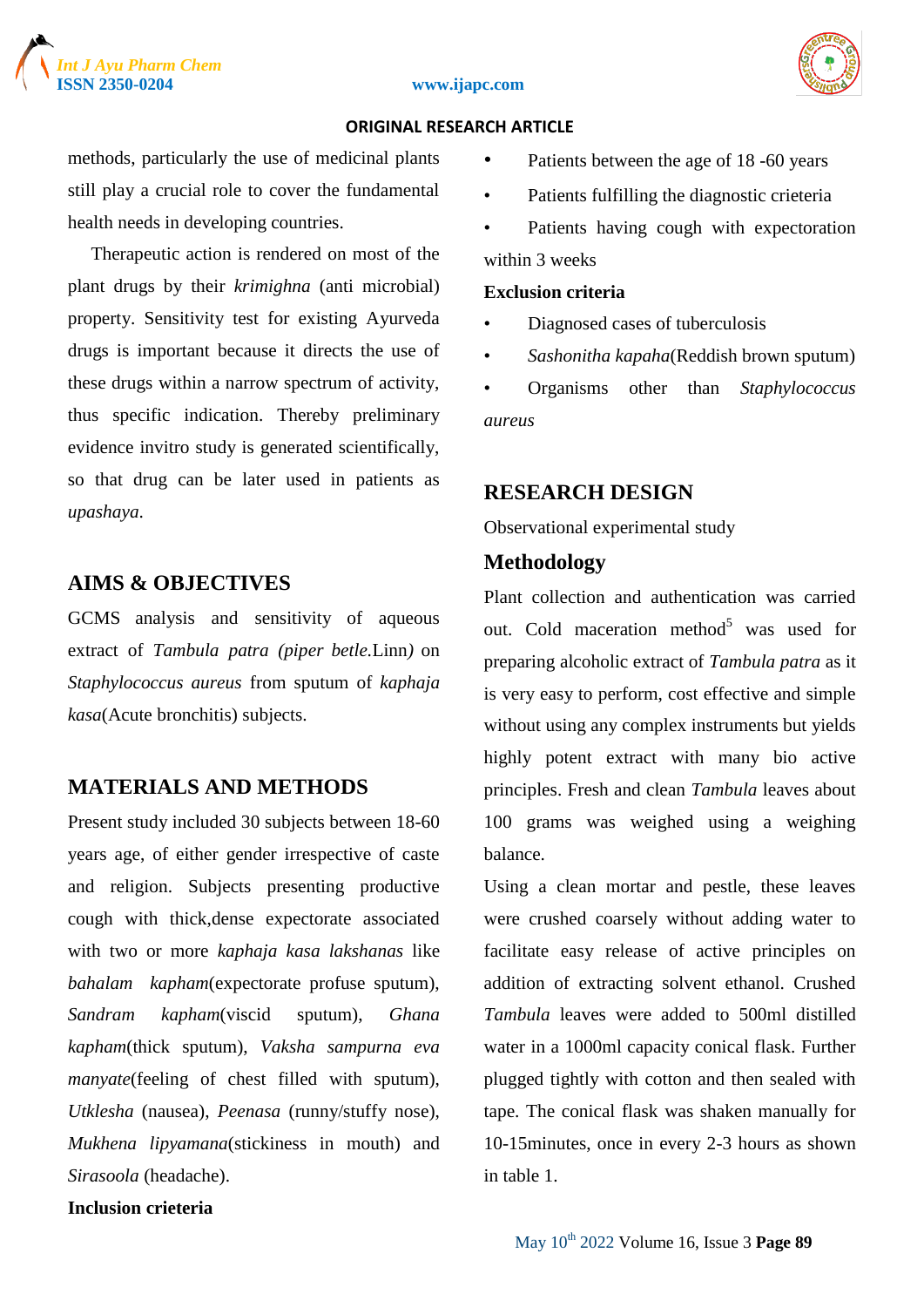methods, particularly the use of medicinal plants still play a crucial role to cover the fundamental health needs in developing countries.

Therapeutic action is rendered on most of the plant drugs by their *krimighna* (anti microbial) property. Sensitivity test for existing Ayurveda drugs is important because it directs the use of these drugs within a narrow spectrum of activity, thus specific indication. Thereby preliminary evidence invitro study is generated scientifically, so that drug can be later used in patients as *upashaya*.

## AIMS & OBJECTIVES

GCMS analysis and sensitivity of aqueous extract of *Tambula patra (piper betle.*Linn*)* on *Staphylococcus aureus* from sputum of *kaphaja kasa*(Acute bronchitis) subjects.

## MATERIALS AND METHODS

Present study included 30 subjects between 18-60 years age, of either gender irrespective of caste and religion. Subjects presenting productive cough with thick,dense expectorate associated with two or more *kaphaja kasa lakshanas* like *bahalam kapham*(expectorate profuse sputum), *Sandram kapham*(viscid sputum), *Ghana kapham*(thick sputum), *Vaksha sampurna eva manyate*(feeling of chest filled with sputum), *Utklesha* (nausea), *Peenasa* (runny/stuffy nose), *Mukhena lipyamana*(stickiness in mouth) and *Sirasoola* (headache).

**Inclusion crieteria**

- Patients between the age of 18 -60 years
- Patients fulfilling the diagnostic crieteria
- Patients having cough with expectoration within 3 weeks

**Exclusion criteria**

- Diagnosed cases of tuberculosis
- *Sashonitha kapaha*(Reddish brown sputum)
- Organisms other than *Staphylococcus aureus*

## RESEARCH DESIGN

Observational experimental study

### Methodology

Plant collection and authentication was carried out. Cold maceration method[5] was used for preparing alcoholic extract of *Tambula patra* as it is very easy to perform, cost effective and simple without using any complex instruments but yields highly potent extract with many bio active principles. Fresh and clean *Tambula* leaves about 100 grams was weighed using a weighing balance.

Using a clean mortar and pestle, these leaves were crushed coarsely without adding water to facilitate easy release of active principles on addition of extracting solvent ethanol. Crushed *Tambula* leaves were added to 500ml distilled water in a 1000ml capacity conical flask. Further plugged tightly with cotton and then sealed with tape. The conical flask was shaken manually for 10-15minutes, once in every 2-3 hours as shown in table 1.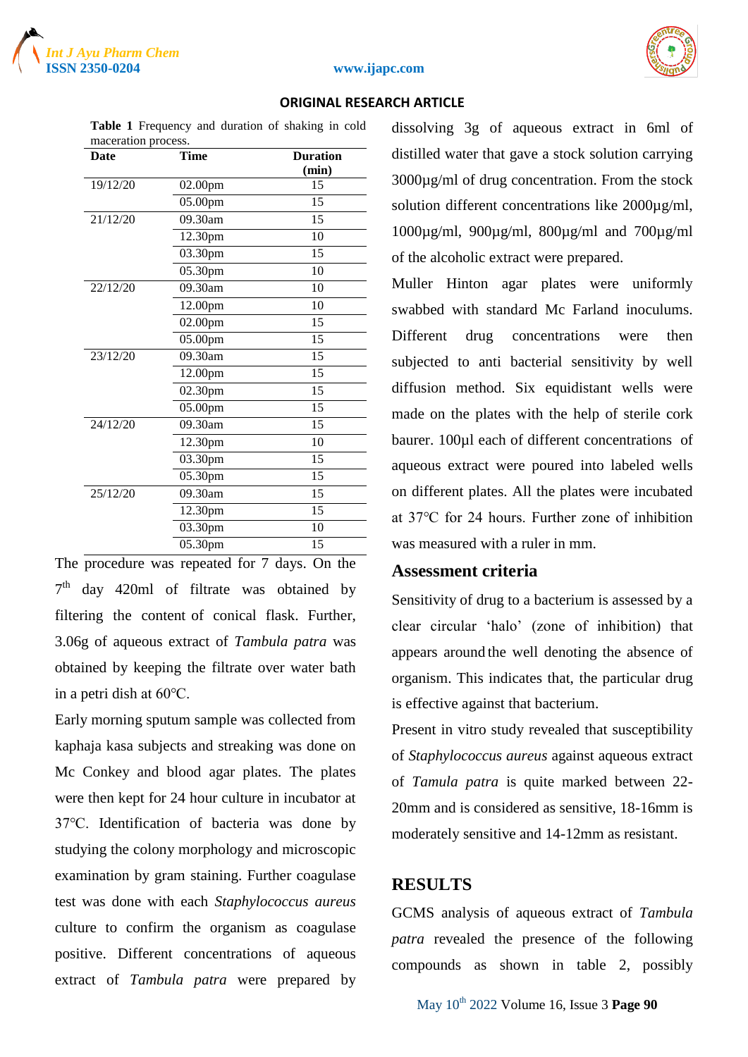**ORIGINAL RESEARCH ARTICLE**

**Table 1** Frequency and duration of shaking in cold maceration process.

| Date | Time | Duration (min) |
|---|---|---|
| 19/12/20 | 02.00pm | 15 |
| | 05.00pm | 15 |
| 21/12/20 | 09.30am | 15 |
| | 12.30pm | 10 |
| | 03.30pm | 15 |
| | 05.30pm | 10 |
| 22/12/20 | 09.30am | 10 |
| | 12.00pm | 10 |
| | 02.00pm | 15 |
| | 05.00pm | 15 |
| 23/12/20 | 09.30am | 15 |
| | 12.00pm | 15 |
| | 02.30pm | 15 |
| | 05.00pm | 15 |
| 24/12/20 | 09.30am | 15 |
| | 12.30pm | 10 |
| | 03.30pm | 15 |
| | 05.30pm | 15 |
| 25/12/20 | 09.30am | 15 |
| | 12.30pm | 15 |
| | 03.30pm | 10 |
| | 05.30pm | 15 |

The procedure was repeated for 7 days. On the 7$^{th}$ day 420ml of filtrate was obtained by filtering the content of conical flask. Further, 3.06g of aqueous extract of *Tambula patra* was obtained by keeping the filtrate over water bath in a petri dish at 60℃.

Early morning sputum sample was collected from kaphaja kasa subjects and streaking was done on Mc Conkey and blood agar plates. The plates were then kept for 24 hour culture in incubator at 37℃. Identification of bacteria was done by studying the colony morphology and microscopic examination by gram staining. Further coagulase test was done with each *Staphylococcus aureus* culture to confirm the organism as coagulase positive. Different concentrations of aqueous extract of *Tambula patra* were prepared by dissolving 3g of aqueous extract in 6ml of distilled water that gave a stock solution carrying 3000µg/ml of drug concentration. From the stock solution different concentrations like 2000µg/ml, 1000µg/ml, 900µg/ml, 800µg/ml and 700µg/ml of the alcoholic extract were prepared.

Muller Hinton agar plates were uniformly swabbed with standard Mc Farland inoculums. Different drug concentrations were then subjected to anti bacterial sensitivity by well diffusion method. Six equidistant wells were made on the plates with the help of sterile cork baurer. 100µl each of different concentrations of aqueous extract were poured into labeled wells on different plates. All the plates were incubated at 37℃ for 24 hours. Further zone of inhibition was measured with a ruler in mm.

## Assessment criteria

Sensitivity of drug to a bacterium is assessed by a clear circular 'halo' (zone of inhibition) that appears around the well denoting the absence of organism. This indicates that, the particular drug is effective against that bacterium.

Present in vitro study revealed that susceptibility of *Staphylococcus aureus* against aqueous extract of *Tamula patra* is quite marked between 22-20mm and is considered as sensitive, 18-16mm is moderately sensitive and 14-12mm as resistant.

## RESULTS

GCMS analysis of aqueous extract of *Tambula patra* revealed the presence of the following compounds as shown in table 2, possibly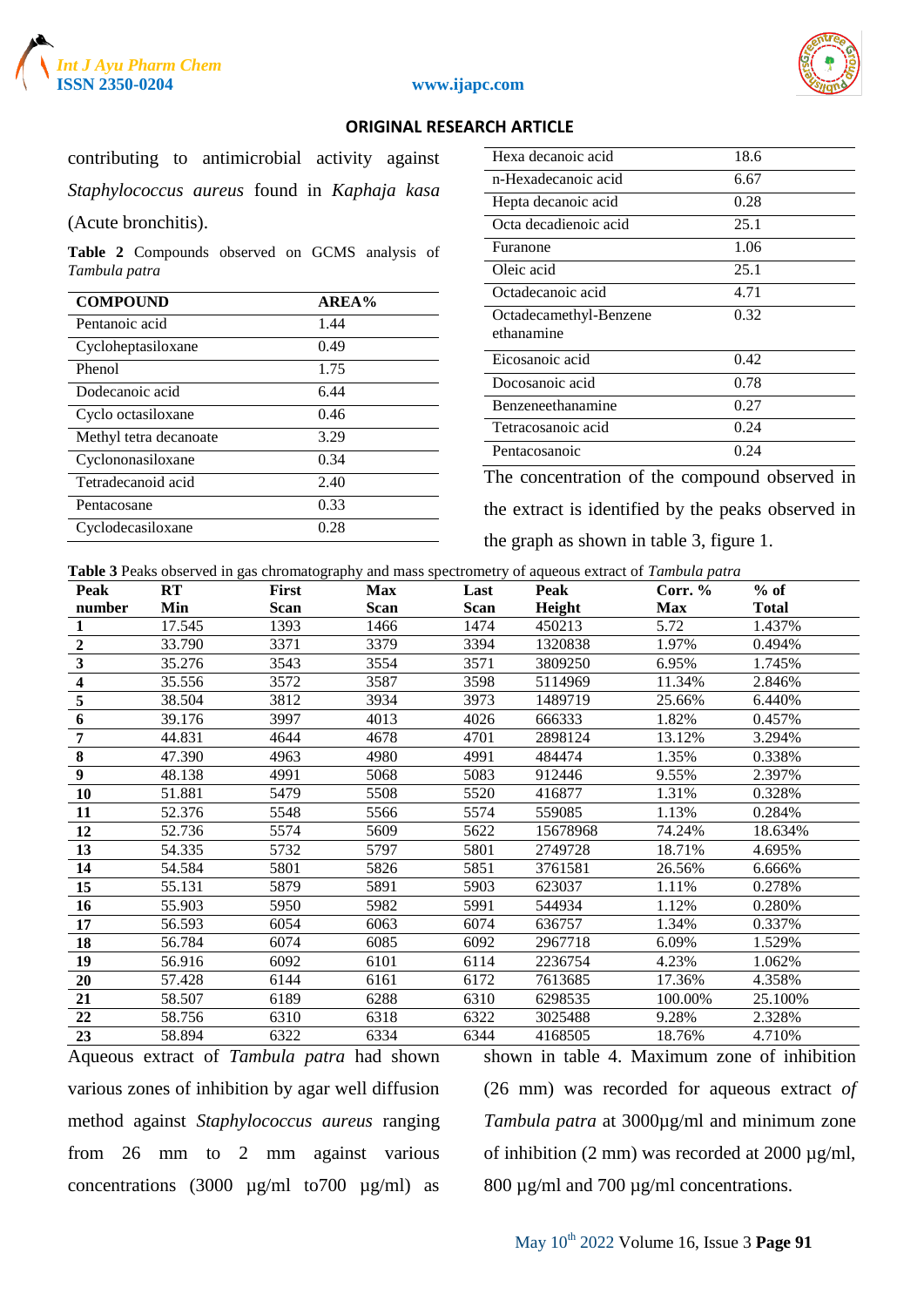## ORIGINAL RESEARCH ARTICLE

contributing to antimicrobial activity against *Staphylococcus aureus* found in *Kaphaja kasa* (Acute bronchitis).

**Table 2** Compounds observed on GCMS analysis of *Tambula patra*

| COMPOUND | AREA% |
|---|---|
| Pentanoic acid | 1.44 |
| Cycloheptasiloxane | 0.49 |
| Phenol | 1.75 |
| Dodecanoic acid | 6.44 |
| Cyclo octasiloxane | 0.46 |
| Methyl tetra decanoate | 3.29 |
| Cyclononasiloxane | 0.34 |
| Tetradecanoid acid | 2.40 |
| Pentacosane | 0.33 |
| Cyclodecasiloxane | 0.28 |
| Hexa decanoic acid | 18.6 |
| n-Hexadecanoic acid | 6.67 |
| Hepta decanoic acid | 0.28 |
| Octa decadienoic acid | 25.1 |
| Furanone | 1.06 |
| Oleic acid | 25.1 |
| Octadecanoic acid | 4.71 |
| Octadecamethyl-Benzene ethanamine | 0.32 |
| Eicosanoic acid | 0.42 |
| Docosanoic acid | 0.78 |
| Benzeneethanamine | 0.27 |
| Tetracosanoic acid | 0.24 |
| Pentacosanoic | 0.24 |

The concentration of the compound observed in the extract is identified by the peaks observed in the graph as shown in table 3, figure 1.

**Table 3** Peaks observed in gas chromatography and mass spectrometry of aqueous extract of *Tambula patra*

| Peak number | RT Min | First Scan | Max Scan | Last Scan | Peak Height | Corr. % Max | % of Total |
|---|---|---|---|---|---|---|---|
| 1 | 17.545 | 1393 | 1466 | 1474 | 450213 | 5.72 | 1.437% |
| 2 | 33.790 | 3371 | 3379 | 3394 | 1320838 | 1.97% | 0.494% |
| 3 | 35.276 | 3543 | 3554 | 3571 | 3809250 | 6.95% | 1.745% |
| 4 | 35.556 | 3572 | 3587 | 3598 | 5114969 | 11.34% | 2.846% |
| 5 | 38.504 | 3812 | 3934 | 3973 | 1489719 | 25.66% | 6.440% |
| 6 | 39.176 | 3997 | 4013 | 4026 | 666333 | 1.82% | 0.457% |
| 7 | 44.831 | 4644 | 4678 | 4701 | 2898124 | 13.12% | 3.294% |
| 8 | 47.390 | 4963 | 4980 | 4991 | 484474 | 1.35% | 0.338% |
| 9 | 48.138 | 4991 | 5068 | 5083 | 912446 | 9.55% | 2.397% |
| 10 | 51.881 | 5479 | 5508 | 5520 | 416877 | 1.31% | 0.328% |
| 11 | 52.376 | 5548 | 5566 | 5574 | 559085 | 1.13% | 0.284% |
| 12 | 52.736 | 5574 | 5609 | 5622 | 15678968 | 74.24% | 18.634% |
| 13 | 54.335 | 5732 | 5797 | 5801 | 2749728 | 18.71% | 4.695% |
| 14 | 54.584 | 5801 | 5826 | 5851 | 3761581 | 26.56% | 6.666% |
| 15 | 55.131 | 5879 | 5891 | 5903 | 623037 | 1.11% | 0.278% |
| 16 | 55.903 | 5950 | 5982 | 5991 | 544934 | 1.12% | 0.280% |
| 17 | 56.593 | 6054 | 6063 | 6074 | 636757 | 1.34% | 0.337% |
| 18 | 56.784 | 6074 | 6085 | 6092 | 2967718 | 6.09% | 1.529% |
| 19 | 56.916 | 6092 | 6101 | 6114 | 2236754 | 4.23% | 1.062% |
| 20 | 57.428 | 6144 | 6161 | 6172 | 7613685 | 17.36% | 4.358% |
| 21 | 58.507 | 6189 | 6288 | 6310 | 6298535 | 100.00% | 25.100% |
| 22 | 58.756 | 6310 | 6318 | 6322 | 3025488 | 9.28% | 2.328% |
| 23 | 58.894 | 6322 | 6334 | 6344 | 4168505 | 18.76% | 4.710% |

Aqueous extract of *Tambula patra* had shown various zones of inhibition by agar well diffusion method against *Staphylococcus aureus* ranging from 26 mm to 2 mm against various concentrations (3000 µg/ml to700 µg/ml) as shown in table 4. Maximum zone of inhibition (26 mm) was recorded for aqueous extract *of Tambula patra* at 3000µg/ml and minimum zone of inhibition (2 mm) was recorded at 2000 µg/ml, 800 µg/ml and 700 µg/ml concentrations.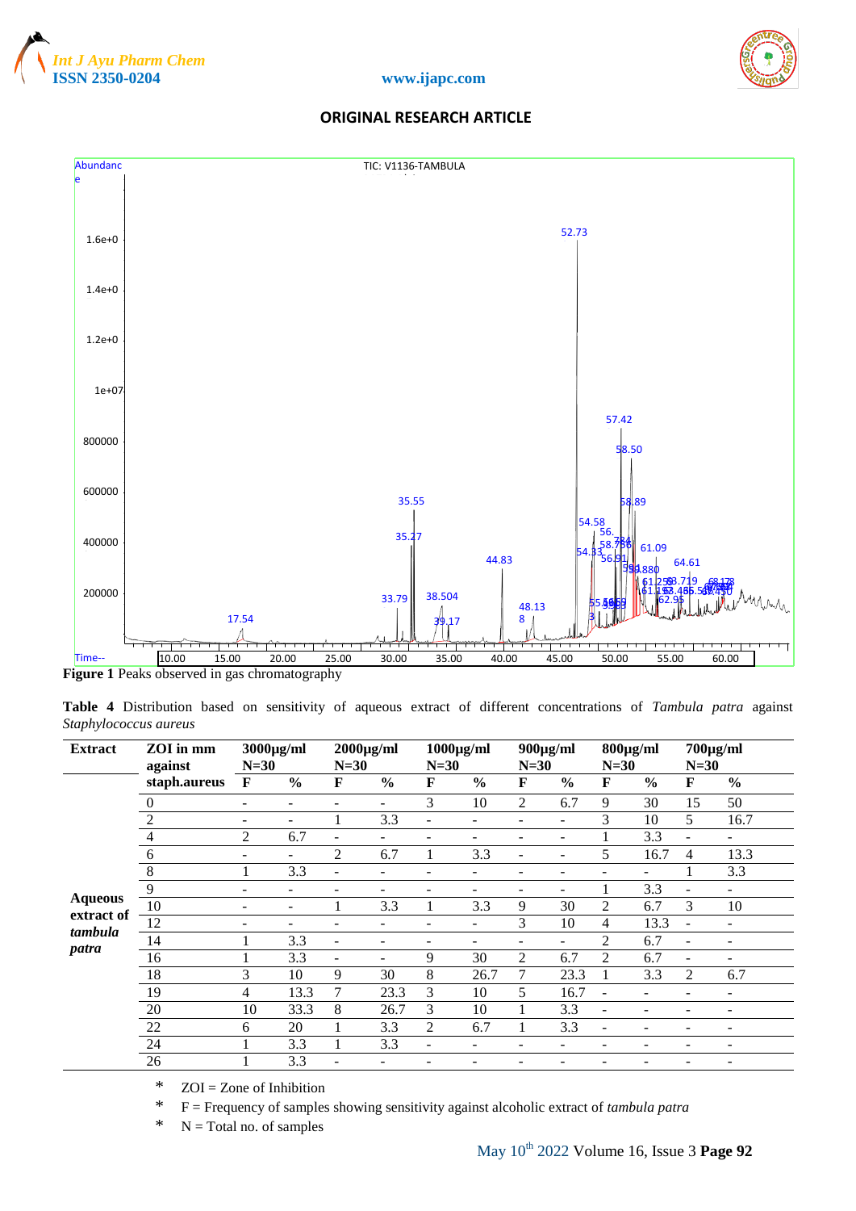Figure 1 Peaks observed in gas chromatography

**Table 4** Distribution based on sensitivity of aqueous extract of different concentrations of *Tambula patra* against *Staphylococcus aureus*

| Extract | ZOI in mm against | 3000µg/ml N=30 | | 2000µg/ml N=30 | | 1000µg/ml N=30 | | 900µg/ml N=30 | | 800µg/ml N=30 | | 700µg/ml N=30 | |
|---|---|---|---|---|---|---|---|---|---|---|---|---|---|
| | staph.aureus | F | % | F | % | F | % | F | % | F | % | F | % |
| Aqueous extract of *tambula patra* | 0 | - | - | - | - | 3 | 10 | 2 | 6.7 | 9 | 30 | 15 | 50 |
| | 2 | - | - | 1 | 3.3 | - | - | - | - | 3 | 10 | 5 | 16.7 |
| | 4 | 2 | 6.7 | - | - | - | - | - | - | 1 | 3.3 | - | - |
| | 6 | - | - | 2 | 6.7 | 1 | 3.3 | - | - | 5 | 16.7 | 4 | 13.3 |
| | 8 | 1 | 3.3 | - | - | - | - | - | - | - | - | 1 | 3.3 |
| | 9 | - | - | - | - | - | - | - | - | 1 | 3.3 | - | - |
| | 10 | - | - | 1 | 3.3 | 1 | 3.3 | 9 | 30 | 2 | 6.7 | 3 | 10 |
| | 12 | - | - | - | - | - | - | 3 | 10 | 4 | 13.3 | - | - |
| | 14 | 1 | 3.3 | - | - | - | - | - | - | 2 | 6.7 | - | - |
| | 16 | 1 | 3.3 | - | - | 9 | 30 | 2 | 6.7 | 2 | 6.7 | - | - |
| | 18 | 3 | 10 | 9 | 30 | 8 | 26.7 | 7 | 23.3 | 1 | 3.3 | 2 | 6.7 |
| | 19 | 4 | 13.3 | 7 | 23.3 | 3 | 10 | 5 | 16.7 | - | - | - | - |
| | 20 | 10 | 33.3 | 8 | 26.7 | 3 | 10 | 1 | 3.3 | - | - | - | - |
| | 22 | 6 | 20 | 1 | 3.3 | 2 | 6.7 | 1 | 3.3 | - | - | - | - |
| | 24 | 1 | 3.3 | 1 | 3.3 | - | - | - | - | - | - | - | - |
| | 26 | 1 | 3.3 | - | - | - | - | - | - | - | - | - | - |

- ZOI = Zone of Inhibition
- F = Frequency of samples showing sensitivity against alcoholic extract of *tambula patra*
- N = Total no. of samples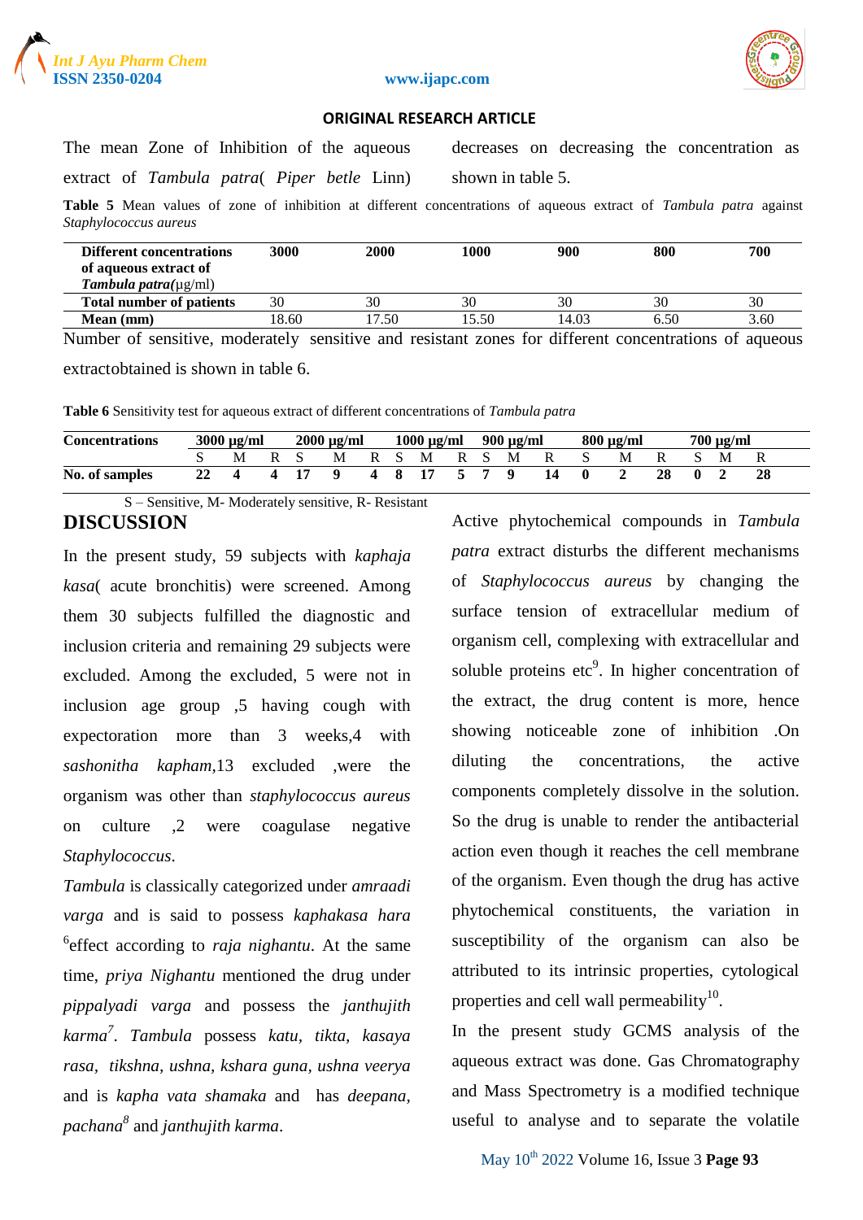The mean Zone of Inhibition of the aqueous extract of *Tambula patra*( *Piper betle* Linn) decreases on decreasing the concentration as shown in table 5.

**Table 5** Mean values of zone of inhibition at different concentrations of aqueous extract of *Tambula patra* against *Staphylococcus aureus*

| Different concentrations of aqueous extract of *Tambula patra*(µg/ml) | 3000 | 2000 | 1000 | 900 | 800 | 700 |
|---|---|---|---|---|---|---|
| **Total number of patients** | 30 | 30 | 30 | 30 | 30 | 30 |
| **Mean (mm)** | 18.60 | 17.50 | 15.50 | 14.03 | 6.50 | 3.60 |

Number of sensitive, moderately sensitive and resistant zones for different concentrations of aqueous extractobtained is shown in table 6.

**Table 6** Sensitivity test for aqueous extract of different concentrations of *Tambula patra*

| Concentrations | 3000 µg/ml | | | 2000 µg/ml | | | 1000 µg/ml | | | 900 µg/ml | | | 800 µg/ml | | | 700 µg/ml | | |
|---|---|---|---|---|---|---|---|---|---|---|---|---|---|---|---|---|---|---|
| | S | M | R | S | M | R | S | M | R | S | M | R | S | M | R | S | M | R |
| **No. of samples** | **22** | **4** | **4** | **17** | **9** | **4** | **8** | **17** | **5** | **7** | **9** | **14** | **0** | **2** | **28** | **0** | **2** | **28** |

S – Sensitive, M- Moderately sensitive, R- Resistant

## DISCUSSION

In the present study, 59 subjects with *kaphaja kasa*( acute bronchitis) were screened. Among them 30 subjects fulfilled the diagnostic and inclusion criteria and remaining 29 subjects were excluded. Among the excluded, 5 were not in inclusion age group ,5 having cough with expectoration more than 3 weeks,4 with *sashonitha kapham*,13 excluded ,were the organism was other than *staphylococcus aureus* on culture ,2 were coagulase negative *Staphylococcus*.

*Tambula* is classically categorized under *amraadi varga* and is said to possess *kaphakasa hara* [6]effect according to *raja nighantu*. At the same time, *priya Nighantu* mentioned the drug under *pippalyadi varga* and possess the *janthujith karma*[7]. *Tambula* possess *katu, tikta, kasaya rasa, tikshna, ushna, kshara guna, ushna veerya* and is *kapha vata shamaka* and has *deepana, pachana*[8] and *janthujith karma*.

Active phytochemical compounds in *Tambula patra* extract disturbs the different mechanisms of *Staphylococcus aureus* by changing the surface tension of extracellular medium of organism cell, complexing with extracellular and soluble proteins etc[9]. In higher concentration of the extract, the drug content is more, hence showing noticeable zone of inhibition .On diluting the concentrations, the active components completely dissolve in the solution. So the drug is unable to render the antibacterial action even though it reaches the cell membrane of the organism. Even though the drug has active phytochemical constituents, the variation in susceptibility of the organism can also be attributed to its intrinsic properties, cytological properties and cell wall permeability[10].

In the present study GCMS analysis of the aqueous extract was done. Gas Chromatography and Mass Spectrometry is a modified technique useful to analyse and to separate the volatile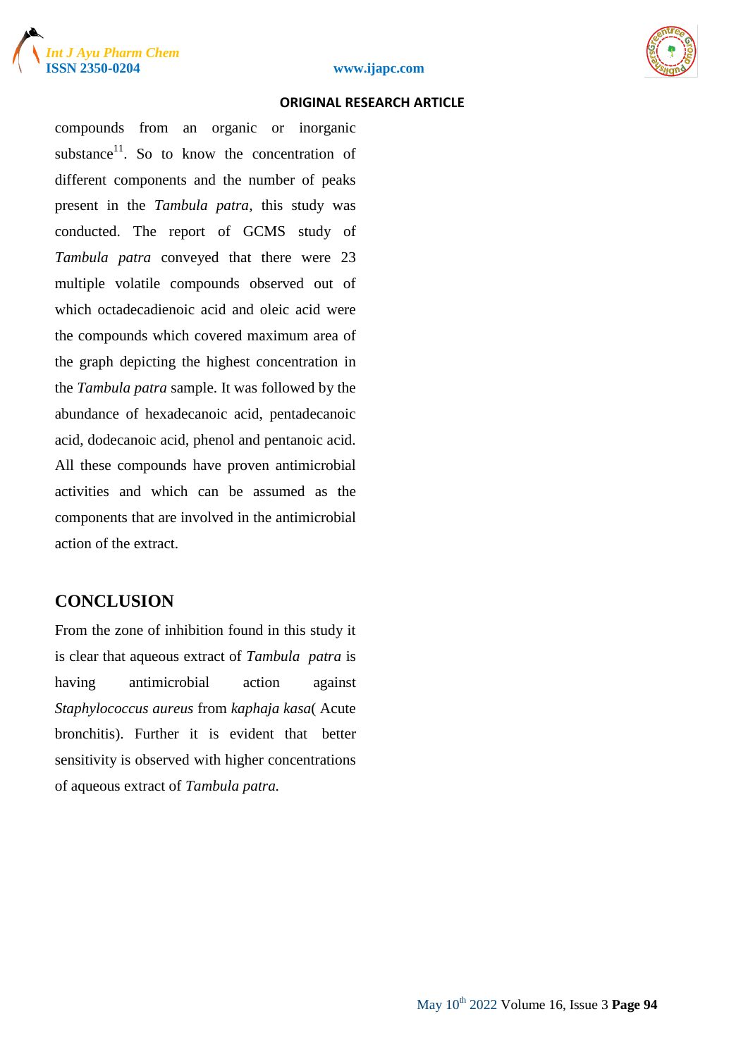compounds from an organic or inorganic substance[11]. So to know the concentration of different components and the number of peaks present in the *Tambula patra*, this study was conducted. The report of GCMS study of *Tambula patra* conveyed that there were 23 multiple volatile compounds observed out of which octadecadienoic acid and oleic acid were the compounds which covered maximum area of the graph depicting the highest concentration in the *Tambula patra* sample. It was followed by the abundance of hexadecanoic acid, pentadecanoic acid, dodecanoic acid, phenol and pentanoic acid. All these compounds have proven antimicrobial activities and which can be assumed as the components that are involved in the antimicrobial action of the extract.

## CONCLUSION

From the zone of inhibition found in this study it is clear that aqueous extract of *Tambula patra* is having antimicrobial action against *Staphylococcus aureus* from *kaphaja kasa*( Acute bronchitis). Further it is evident that better sensitivity is observed with higher concentrations of aqueous extract of *Tambula patra.*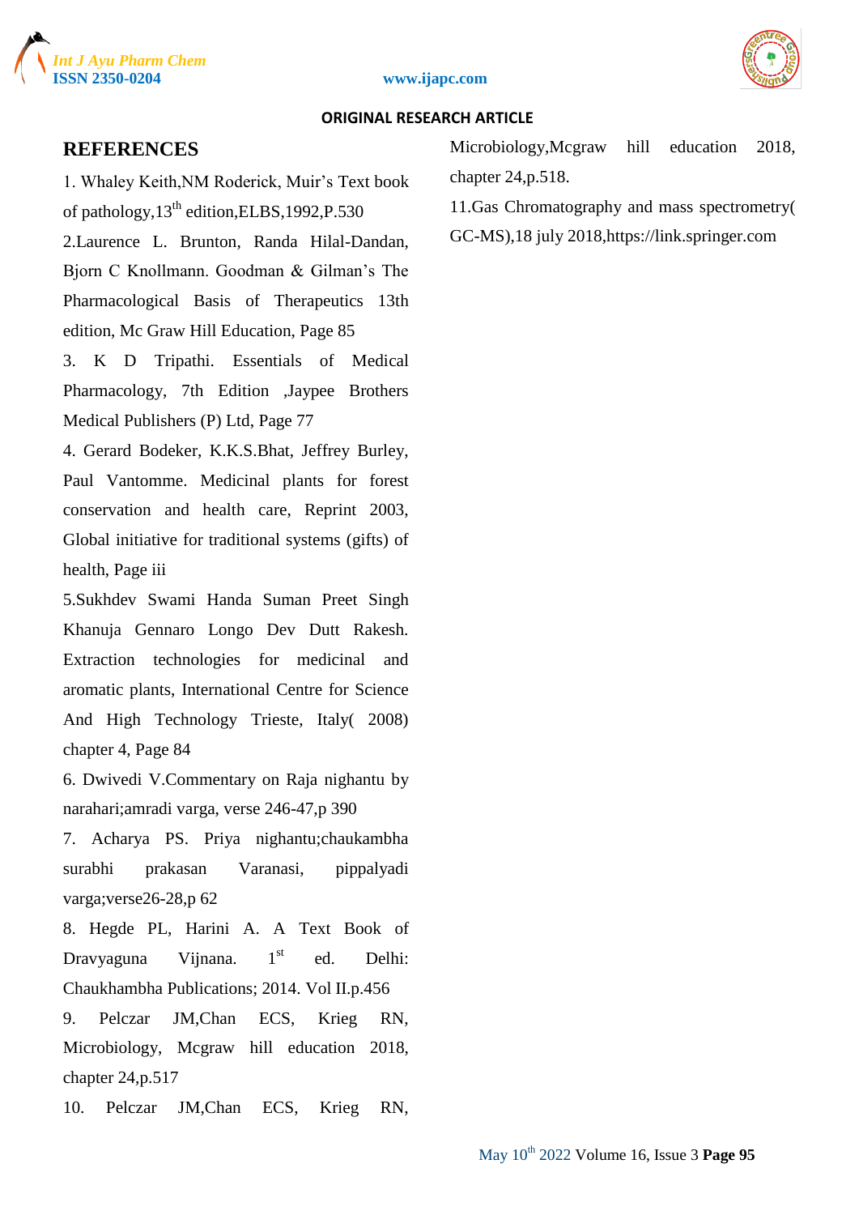## REFERENCES

1. Whaley Keith,NM Roderick, Muir's Text book of pathology,13th edition,ELBS,1992,P.530

2.Laurence L. Brunton, Randa Hilal-Dandan, Bjorn C Knollmann. Goodman & Gilman's The Pharmacological Basis of Therapeutics 13th edition, Mc Graw Hill Education, Page 85

3. K D Tripathi. Essentials of Medical Pharmacology, 7th Edition ,Jaypee Brothers Medical Publishers (P) Ltd, Page 77

4. Gerard Bodeker, K.K.S.Bhat, Jeffrey Burley, Paul Vantomme. Medicinal plants for forest conservation and health care, Reprint 2003, Global initiative for traditional systems (gifts) of health, Page iii

5.Sukhdev Swami Handa Suman Preet Singh Khanuja Gennaro Longo Dev Dutt Rakesh. Extraction technologies for medicinal and aromatic plants, International Centre for Science And High Technology Trieste, Italy( 2008) chapter 4, Page 84

6. Dwivedi V.Commentary on Raja nighantu by narahari;amradi varga, verse 246-47,p 390

7. Acharya PS. Priya nighantu;chaukambha surabhi prakasan Varanasi, pippalyadi varga;verse26-28,p 62

8. Hegde PL, Harini A. A Text Book of Dravyaguna Vijnana. 1st ed. Delhi: Chaukhambha Publications; 2014. Vol II.p.456

9. Pelczar JM,Chan ECS, Krieg RN, Microbiology, Mcgraw hill education 2018, chapter 24,p.517

10. Pelczar JM,Chan ECS, Krieg RN, Microbiology,Mcgraw hill education 2018, chapter 24,p.518.

11.Gas Chromatography and mass spectrometry( GC-MS),18 july 2018,https://link.springer.com